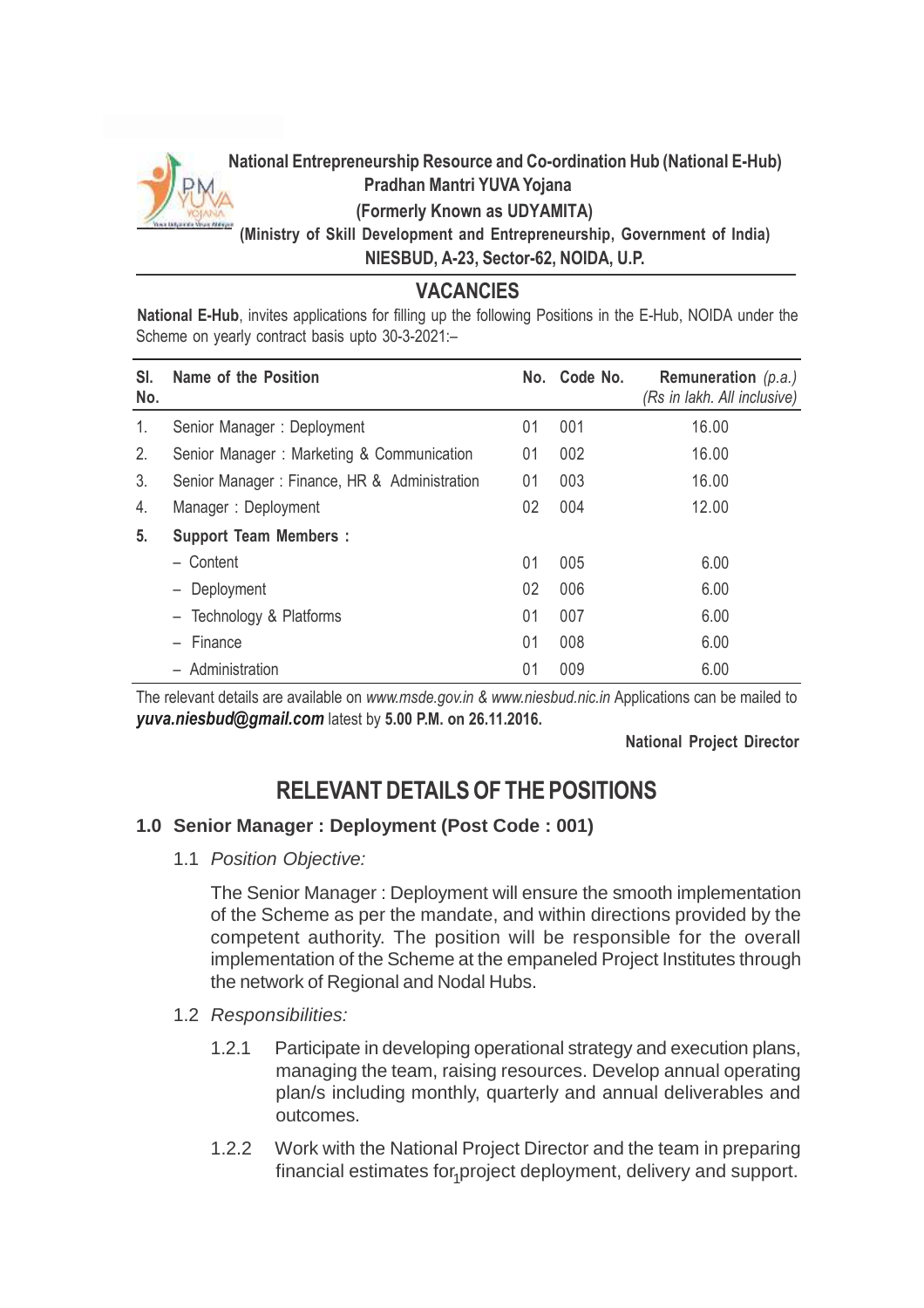**National Entrepreneurship Resource and Co-ordination Hub (National E-Hub)**
**Pradhan Mantri YUVA Yojana**
**(Formerly Known as UDYAMITA)**
**(Ministry of Skill Development and Entrepreneurship, Government of India)**
**NIESBUD, A-23, Sector-62, NOIDA, U.P.**

## VACANCIES

**National E-Hub**, invites applications for filling up the following Positions in the E-Hub, NOIDA under the Scheme on yearly contract basis upto 30-3-2021:–

| Sl. No. | Name of the Position | No. | Code No. | Remuneration *(p.a.)* *(Rs in lakh. All inclusive)* |
|---|---|---|---|---|
| 1. | Senior Manager : Deployment | 01 | 001 | 16.00 |
| 2. | Senior Manager : Marketing & Communication | 01 | 002 | 16.00 |
| 3. | Senior Manager : Finance, HR & Administration | 01 | 003 | 16.00 |
| 4. | Manager : Deployment | 02 | 004 | 12.00 |
| **5.** | **Support Team Members :** | | | |
| | – Content | 01 | 005 | 6.00 |
| | – Deployment | 02 | 006 | 6.00 |
| | – Technology & Platforms | 01 | 007 | 6.00 |
| | – Finance | 01 | 008 | 6.00 |
| | – Administration | 01 | 009 | 6.00 |

The relevant details are available on *www.msde.gov.in* & *www.niesbud.nic.in* Applications can be mailed to ***yuva.niesbud@gmail.com*** latest by **5.00 P.M. on 26.11.2016.**

**National Project Director**

# RELEVANT DETAILS OF THE POSITIONS

### 1.0 Senior Manager : Deployment (Post Code : 001)

1.1 *Position Objective:*

The Senior Manager : Deployment will ensure the smooth implementation of the Scheme as per the mandate, and within directions provided by the competent authority. The position will be responsible for the overall implementation of the Scheme at the empaneled Project Institutes through the network of Regional and Nodal Hubs.

1.2 *Responsibilities:*

1.2.1 Participate in developing operational strategy and execution plans, managing the team, raising resources. Develop annual operating plan/s including monthly, quarterly and annual deliverables and outcomes.

1.2.2 Work with the National Project Director and the team in preparing financial estimates for project deployment, delivery and support.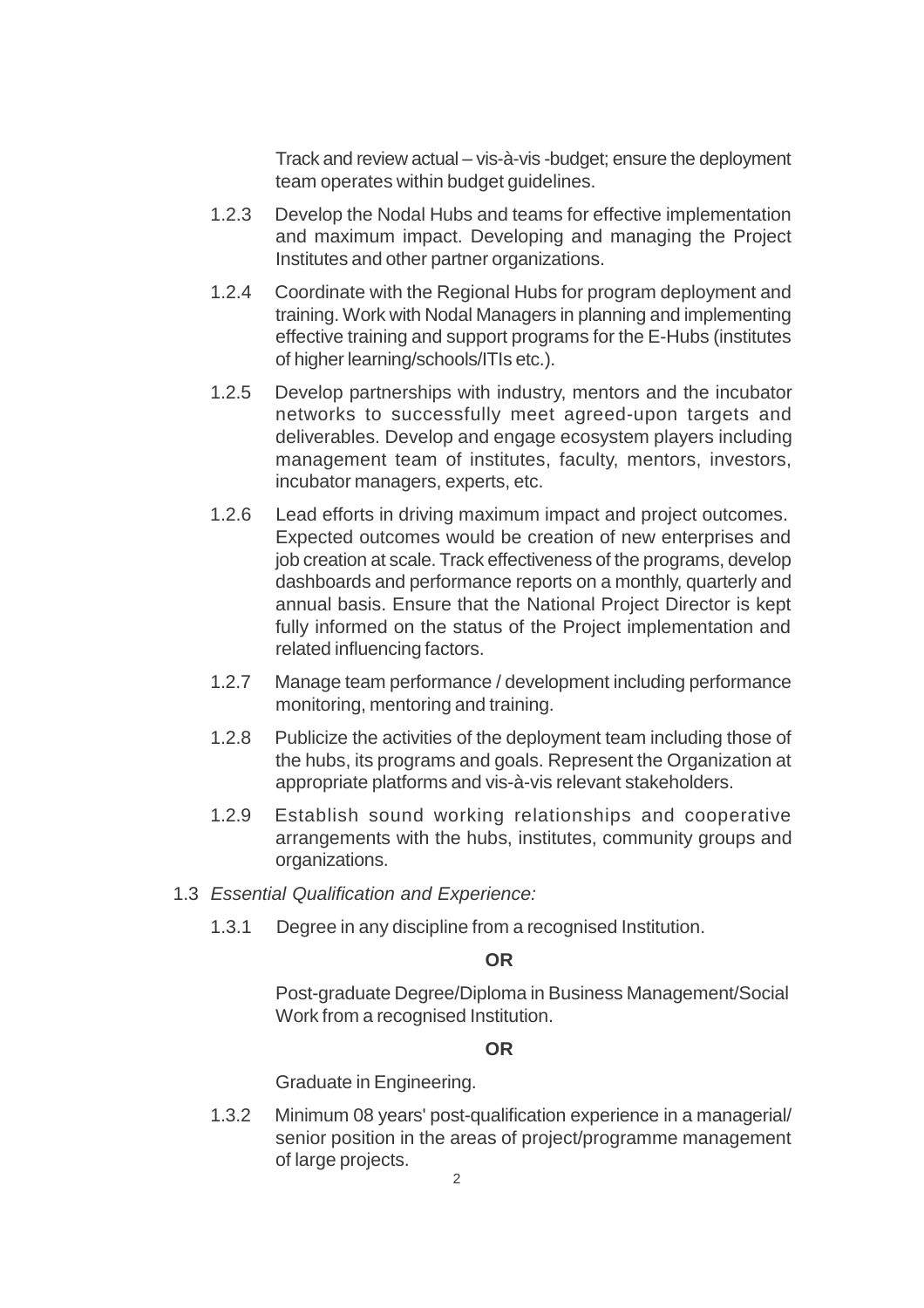Track and review actual – vis-à-vis -budget; ensure the deployment team operates within budget guidelines.

1.2.3 Develop the Nodal Hubs and teams for effective implementation and maximum impact. Developing and managing the Project Institutes and other partner organizations.

1.2.4 Coordinate with the Regional Hubs for program deployment and training. Work with Nodal Managers in planning and implementing effective training and support programs for the E-Hubs (institutes of higher learning/schools/ITIs etc.).

1.2.5 Develop partnerships with industry, mentors and the incubator networks to successfully meet agreed-upon targets and deliverables. Develop and engage ecosystem players including management team of institutes, faculty, mentors, investors, incubator managers, experts, etc.

1.2.6 Lead efforts in driving maximum impact and project outcomes. Expected outcomes would be creation of new enterprises and job creation at scale. Track effectiveness of the programs, develop dashboards and performance reports on a monthly, quarterly and annual basis. Ensure that the National Project Director is kept fully informed on the status of the Project implementation and related influencing factors.

1.2.7 Manage team performance / development including performance monitoring, mentoring and training.

1.2.8 Publicize the activities of the deployment team including those of the hubs, its programs and goals. Represent the Organization at appropriate platforms and vis-à-vis relevant stakeholders.

1.2.9 Establish sound working relationships and cooperative arrangements with the hubs, institutes, community groups and organizations.

1.3 *Essential Qualification and Experience:*

1.3.1 Degree in any discipline from a recognised Institution.

**OR**

Post-graduate Degree/Diploma in Business Management/Social Work from a recognised Institution.

**OR**

Graduate in Engineering.

1.3.2 Minimum 08 years' post-qualification experience in a managerial/ senior position in the areas of project/programme management of large projects.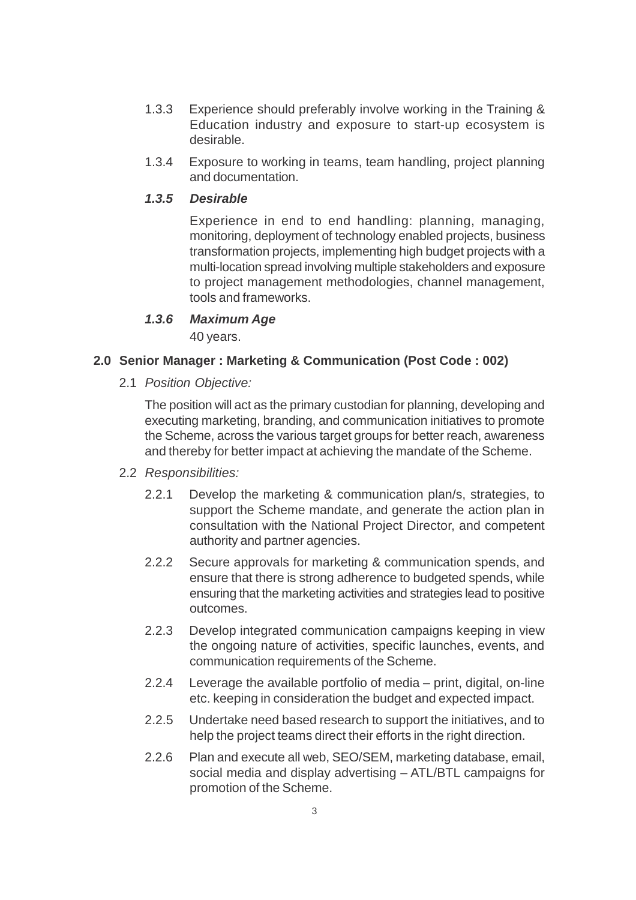1.3.3 Experience should preferably involve working in the Training & Education industry and exposure to start-up ecosystem is desirable.

1.3.4 Exposure to working in teams, team handling, project planning and documentation.

***1.3.5 Desirable***

Experience in end to end handling: planning, managing, monitoring, deployment of technology enabled projects, business transformation projects, implementing high budget projects with a multi-location spread involving multiple stakeholders and exposure to project management methodologies, channel management, tools and frameworks.

***1.3.6 Maximum Age***

40 years.

## 2.0 Senior Manager : Marketing & Communication (Post Code : 002)

2.1 *Position Objective:*

The position will act as the primary custodian for planning, developing and executing marketing, branding, and communication initiatives to promote the Scheme, across the various target groups for better reach, awareness and thereby for better impact at achieving the mandate of the Scheme.

2.2 *Responsibilities:*

2.2.1 Develop the marketing & communication plan/s, strategies, to support the Scheme mandate, and generate the action plan in consultation with the National Project Director, and competent authority and partner agencies.

2.2.2 Secure approvals for marketing & communication spends, and ensure that there is strong adherence to budgeted spends, while ensuring that the marketing activities and strategies lead to positive outcomes.

2.2.3 Develop integrated communication campaigns keeping in view the ongoing nature of activities, specific launches, events, and communication requirements of the Scheme.

2.2.4 Leverage the available portfolio of media – print, digital, on-line etc. keeping in consideration the budget and expected impact.

2.2.5 Undertake need based research to support the initiatives, and to help the project teams direct their efforts in the right direction.

2.2.6 Plan and execute all web, SEO/SEM, marketing database, email, social media and display advertising – ATL/BTL campaigns for promotion of the Scheme.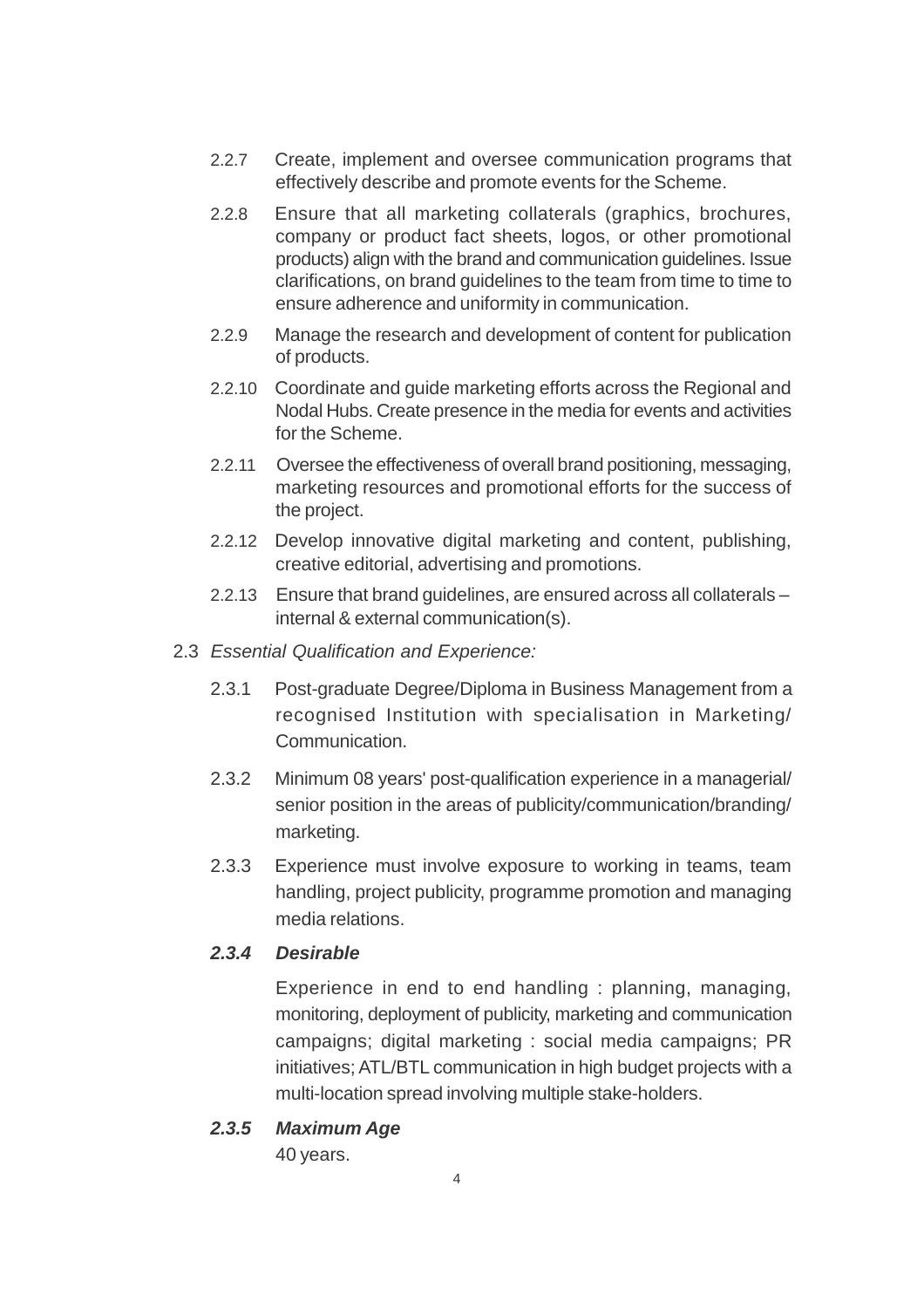2.2.7 Create, implement and oversee communication programs that effectively describe and promote events for the Scheme.

2.2.8 Ensure that all marketing collaterals (graphics, brochures, company or product fact sheets, logos, or other promotional products) align with the brand and communication guidelines. Issue clarifications, on brand guidelines to the team from time to time to ensure adherence and uniformity in communication.

2.2.9 Manage the research and development of content for publication of products.

2.2.10 Coordinate and guide marketing efforts across the Regional and Nodal Hubs. Create presence in the media for events and activities for the Scheme.

2.2.11 Oversee the effectiveness of overall brand positioning, messaging, marketing resources and promotional efforts for the success of the project.

2.2.12 Develop innovative digital marketing and content, publishing, creative editorial, advertising and promotions.

2.2.13 Ensure that brand guidelines, are ensured across all collaterals – internal & external communication(s).

2.3 *Essential Qualification and Experience:*

2.3.1 Post-graduate Degree/Diploma in Business Management from a recognised Institution with specialisation in Marketing/ Communication.

2.3.2 Minimum 08 years' post-qualification experience in a managerial/ senior position in the areas of publicity/communication/branding/ marketing.

2.3.3 Experience must involve exposure to working in teams, team handling, project publicity, programme promotion and managing media relations.

***2.3.4 Desirable***

Experience in end to end handling : planning, managing, monitoring, deployment of publicity, marketing and communication campaigns; digital marketing : social media campaigns; PR initiatives; ATL/BTL communication in high budget projects with a multi-location spread involving multiple stake-holders.

***2.3.5 Maximum Age***

40 years.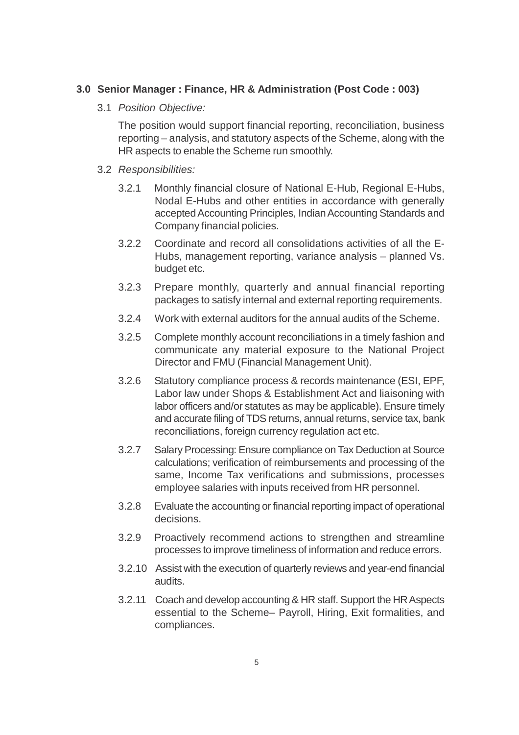## 3.0 Senior Manager : Finance, HR & Administration (Post Code : 003)

3.1 *Position Objective:*

The position would support financial reporting, reconciliation, business reporting – analysis, and statutory aspects of the Scheme, along with the HR aspects to enable the Scheme run smoothly.

3.2 *Responsibilities:*

3.2.1 Monthly financial closure of National E-Hub, Regional E-Hubs, Nodal E-Hubs and other entities in accordance with generally accepted Accounting Principles, Indian Accounting Standards and Company financial policies.

3.2.2 Coordinate and record all consolidations activities of all the E-Hubs, management reporting, variance analysis – planned Vs. budget etc.

3.2.3 Prepare monthly, quarterly and annual financial reporting packages to satisfy internal and external reporting requirements.

3.2.4 Work with external auditors for the annual audits of the Scheme.

3.2.5 Complete monthly account reconciliations in a timely fashion and communicate any material exposure to the National Project Director and FMU (Financial Management Unit).

3.2.6 Statutory compliance process & records maintenance (ESI, EPF, Labor law under Shops & Establishment Act and liaisoning with labor officers and/or statutes as may be applicable). Ensure timely and accurate filing of TDS returns, annual returns, service tax, bank reconciliations, foreign currency regulation act etc.

3.2.7 Salary Processing: Ensure compliance on Tax Deduction at Source calculations; verification of reimbursements and processing of the same, Income Tax verifications and submissions, processes employee salaries with inputs received from HR personnel.

3.2.8 Evaluate the accounting or financial reporting impact of operational decisions.

3.2.9 Proactively recommend actions to strengthen and streamline processes to improve timeliness of information and reduce errors.

3.2.10 Assist with the execution of quarterly reviews and year-end financial audits.

3.2.11 Coach and develop accounting & HR staff. Support the HR Aspects essential to the Scheme– Payroll, Hiring, Exit formalities, and compliances.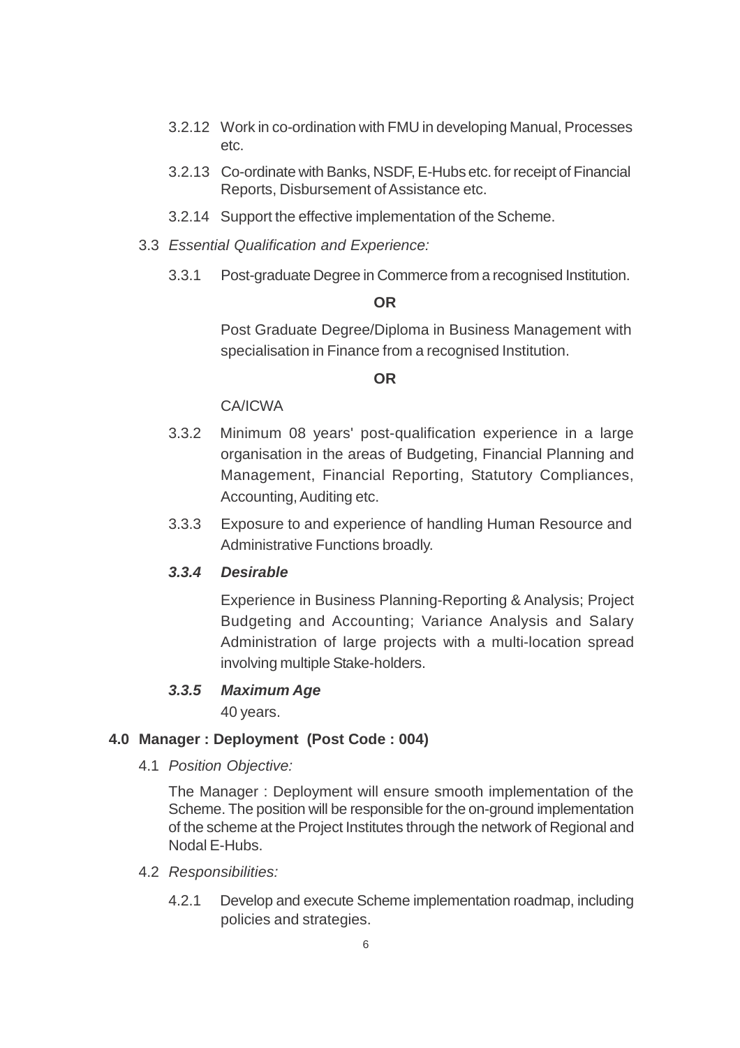3.2.12 Work in co-ordination with FMU in developing Manual, Processes etc.

3.2.13 Co-ordinate with Banks, NSDF, E-Hubs etc. for receipt of Financial Reports, Disbursement of Assistance etc.

3.2.14 Support the effective implementation of the Scheme.

3.3 *Essential Qualification and Experience:*

3.3.1 Post-graduate Degree in Commerce from a recognised Institution.

**OR**

Post Graduate Degree/Diploma in Business Management with specialisation in Finance from a recognised Institution.

**OR**

CA/ICWA

3.3.2 Minimum 08 years' post-qualification experience in a large organisation in the areas of Budgeting, Financial Planning and Management, Financial Reporting, Statutory Compliances, Accounting, Auditing etc.

3.3.3 Exposure to and experience of handling Human Resource and Administrative Functions broadly.

***3.3.4 Desirable***

Experience in Business Planning-Reporting & Analysis; Project Budgeting and Accounting; Variance Analysis and Salary Administration of large projects with a multi-location spread involving multiple Stake-holders.

***3.3.5 Maximum Age***

40 years.

## 4.0 Manager : Deployment (Post Code : 004)

4.1 *Position Objective:*

The Manager : Deployment will ensure smooth implementation of the Scheme. The position will be responsible for the on-ground implementation of the scheme at the Project Institutes through the network of Regional and Nodal E-Hubs.

4.2 *Responsibilities:*

4.2.1 Develop and execute Scheme implementation roadmap, including policies and strategies.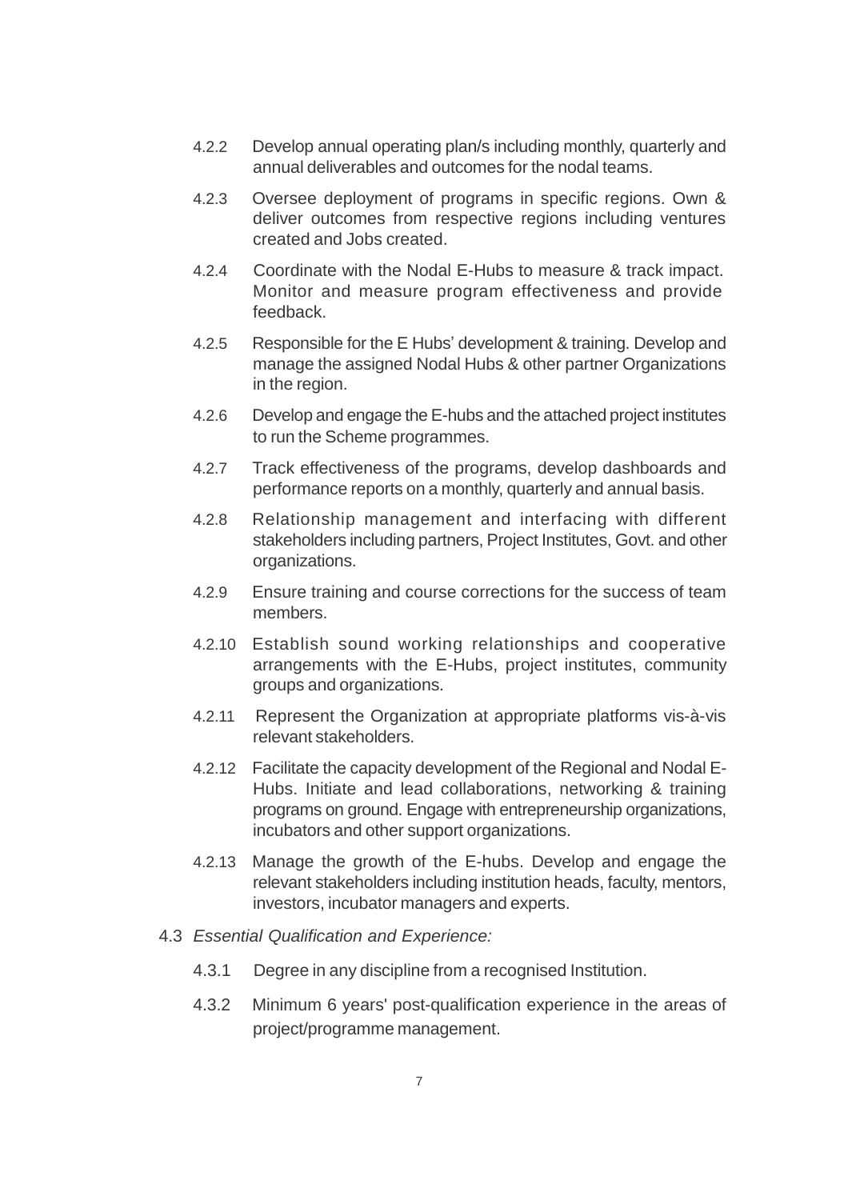4.2.2 Develop annual operating plan/s including monthly, quarterly and annual deliverables and outcomes for the nodal teams.

4.2.3 Oversee deployment of programs in specific regions. Own & deliver outcomes from respective regions including ventures created and Jobs created.

4.2.4 Coordinate with the Nodal E-Hubs to measure & track impact. Monitor and measure program effectiveness and provide feedback.

4.2.5 Responsible for the E Hubs' development & training. Develop and manage the assigned Nodal Hubs & other partner Organizations in the region.

4.2.6 Develop and engage the E-hubs and the attached project institutes to run the Scheme programmes.

4.2.7 Track effectiveness of the programs, develop dashboards and performance reports on a monthly, quarterly and annual basis.

4.2.8 Relationship management and interfacing with different stakeholders including partners, Project Institutes, Govt. and other organizations.

4.2.9 Ensure training and course corrections for the success of team members.

4.2.10 Establish sound working relationships and cooperative arrangements with the E-Hubs, project institutes, community groups and organizations.

4.2.11 Represent the Organization at appropriate platforms vis-à-vis relevant stakeholders.

4.2.12 Facilitate the capacity development of the Regional and Nodal E-Hubs. Initiate and lead collaborations, networking & training programs on ground. Engage with entrepreneurship organizations, incubators and other support organizations.

4.2.13 Manage the growth of the E-hubs. Develop and engage the relevant stakeholders including institution heads, faculty, mentors, investors, incubator managers and experts.

4.3 *Essential Qualification and Experience:*

4.3.1 Degree in any discipline from a recognised Institution.

4.3.2 Minimum 6 years' post-qualification experience in the areas of project/programme management.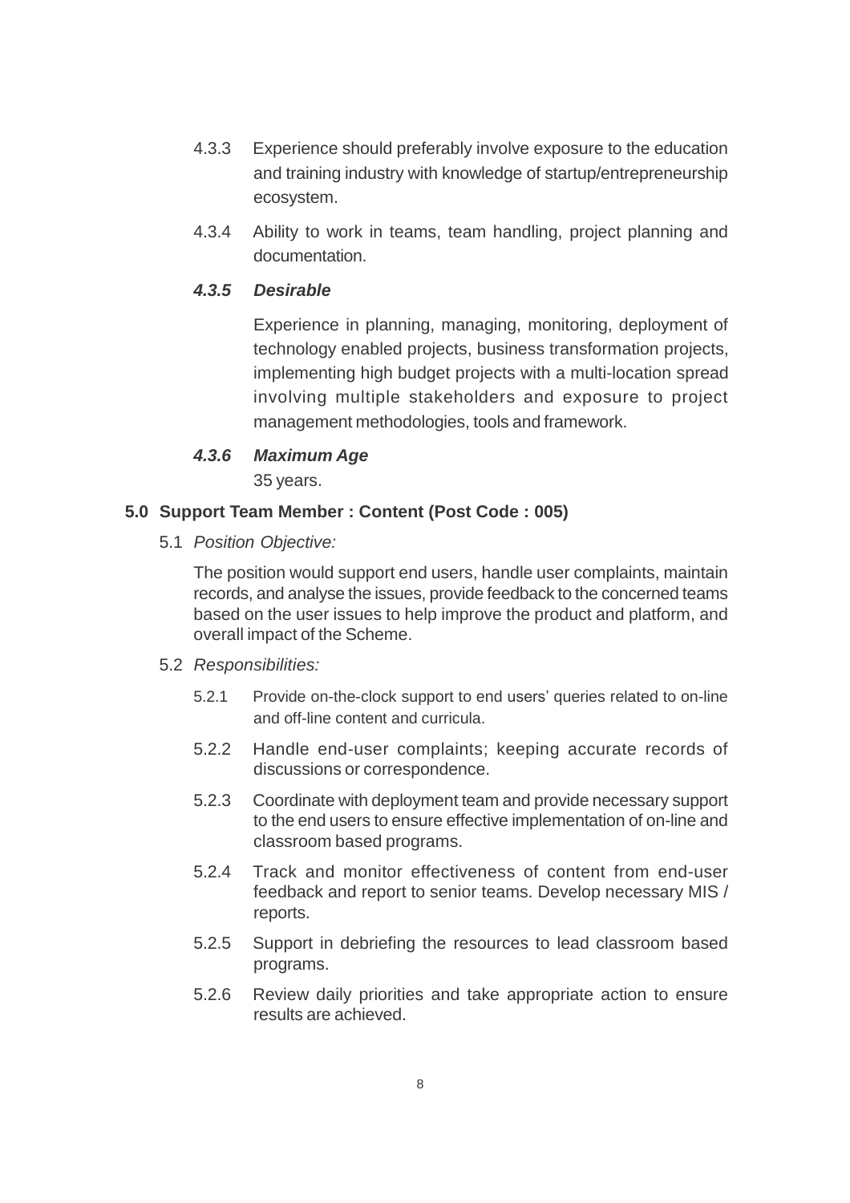4.3.3 Experience should preferably involve exposure to the education and training industry with knowledge of startup/entrepreneurship ecosystem.

4.3.4 Ability to work in teams, team handling, project planning and documentation.

***4.3.5 Desirable***

Experience in planning, managing, monitoring, deployment of technology enabled projects, business transformation projects, implementing high budget projects with a multi-location spread involving multiple stakeholders and exposure to project management methodologies, tools and framework.

***4.3.6 Maximum Age***

35 years.

## 5.0 Support Team Member : Content (Post Code : 005)

5.1 *Position Objective:*

The position would support end users, handle user complaints, maintain records, and analyse the issues, provide feedback to the concerned teams based on the user issues to help improve the product and platform, and overall impact of the Scheme.

5.2 *Responsibilities:*

5.2.1 Provide on-the-clock support to end users' queries related to on-line and off-line content and curricula.

5.2.2 Handle end-user complaints; keeping accurate records of discussions or correspondence.

5.2.3 Coordinate with deployment team and provide necessary support to the end users to ensure effective implementation of on-line and classroom based programs.

5.2.4 Track and monitor effectiveness of content from end-user feedback and report to senior teams. Develop necessary MIS / reports.

5.2.5 Support in debriefing the resources to lead classroom based programs.

5.2.6 Review daily priorities and take appropriate action to ensure results are achieved.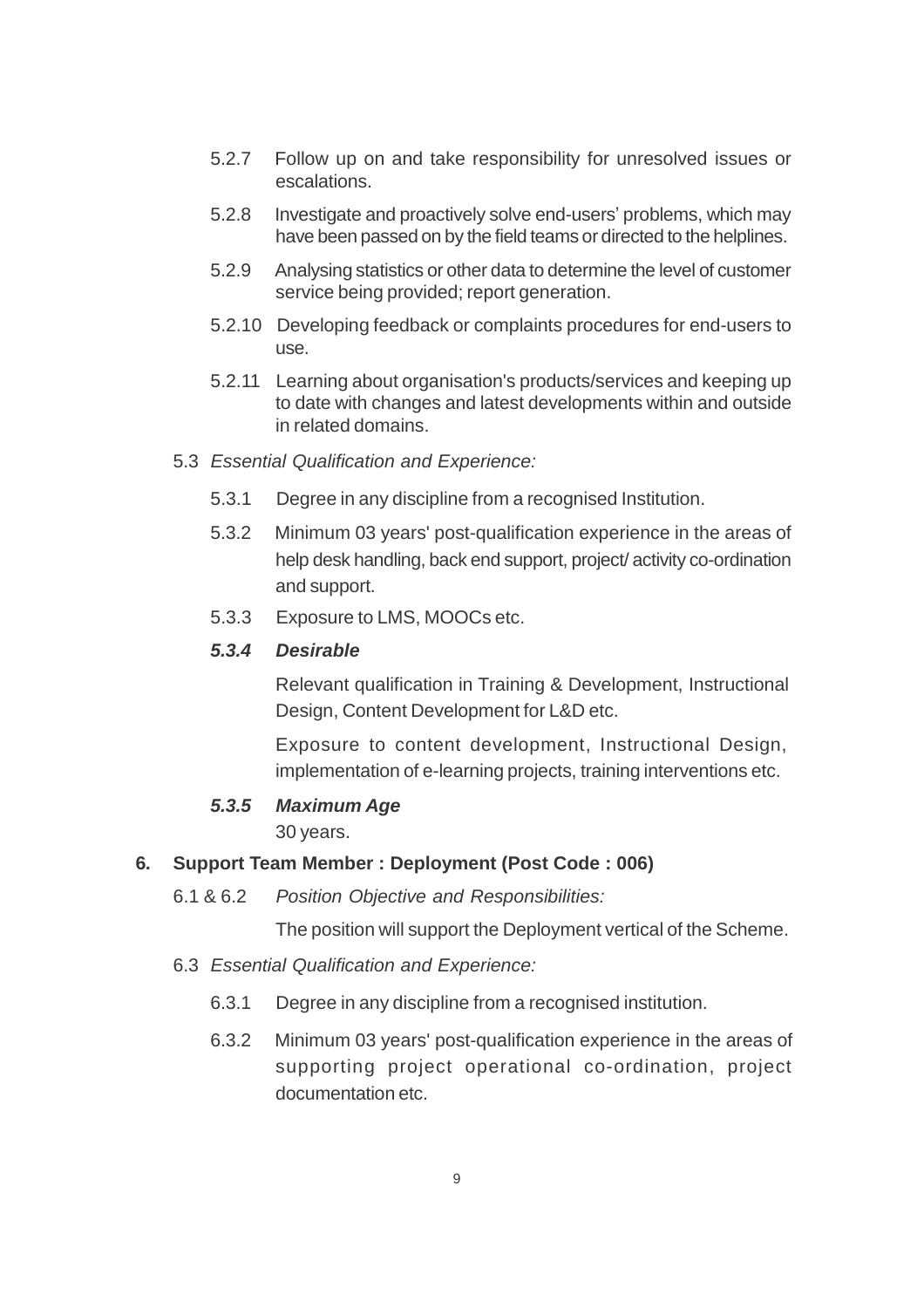5.2.7 Follow up on and take responsibility for unresolved issues or escalations.

5.2.8 Investigate and proactively solve end-users' problems, which may have been passed on by the field teams or directed to the helplines.

5.2.9 Analysing statistics or other data to determine the level of customer service being provided; report generation.

5.2.10 Developing feedback or complaints procedures for end-users to use.

5.2.11 Learning about organisation's products/services and keeping up to date with changes and latest developments within and outside in related domains.

5.3 *Essential Qualification and Experience:*

5.3.1 Degree in any discipline from a recognised Institution.

5.3.2 Minimum 03 years' post-qualification experience in the areas of help desk handling, back end support, project/ activity co-ordination and support.

5.3.3 Exposure to LMS, MOOCs etc.

***5.3.4 Desirable***

Relevant qualification in Training & Development, Instructional Design, Content Development for L&D etc.

Exposure to content development, Instructional Design, implementation of e-learning projects, training interventions etc.

***5.3.5 Maximum Age***

30 years.

## 6. Support Team Member : Deployment (Post Code : 006)

6.1 & 6.2 *Position Objective and Responsibilities:*

The position will support the Deployment vertical of the Scheme.

6.3 *Essential Qualification and Experience:*

6.3.1 Degree in any discipline from a recognised institution.

6.3.2 Minimum 03 years' post-qualification experience in the areas of supporting project operational co-ordination, project documentation etc.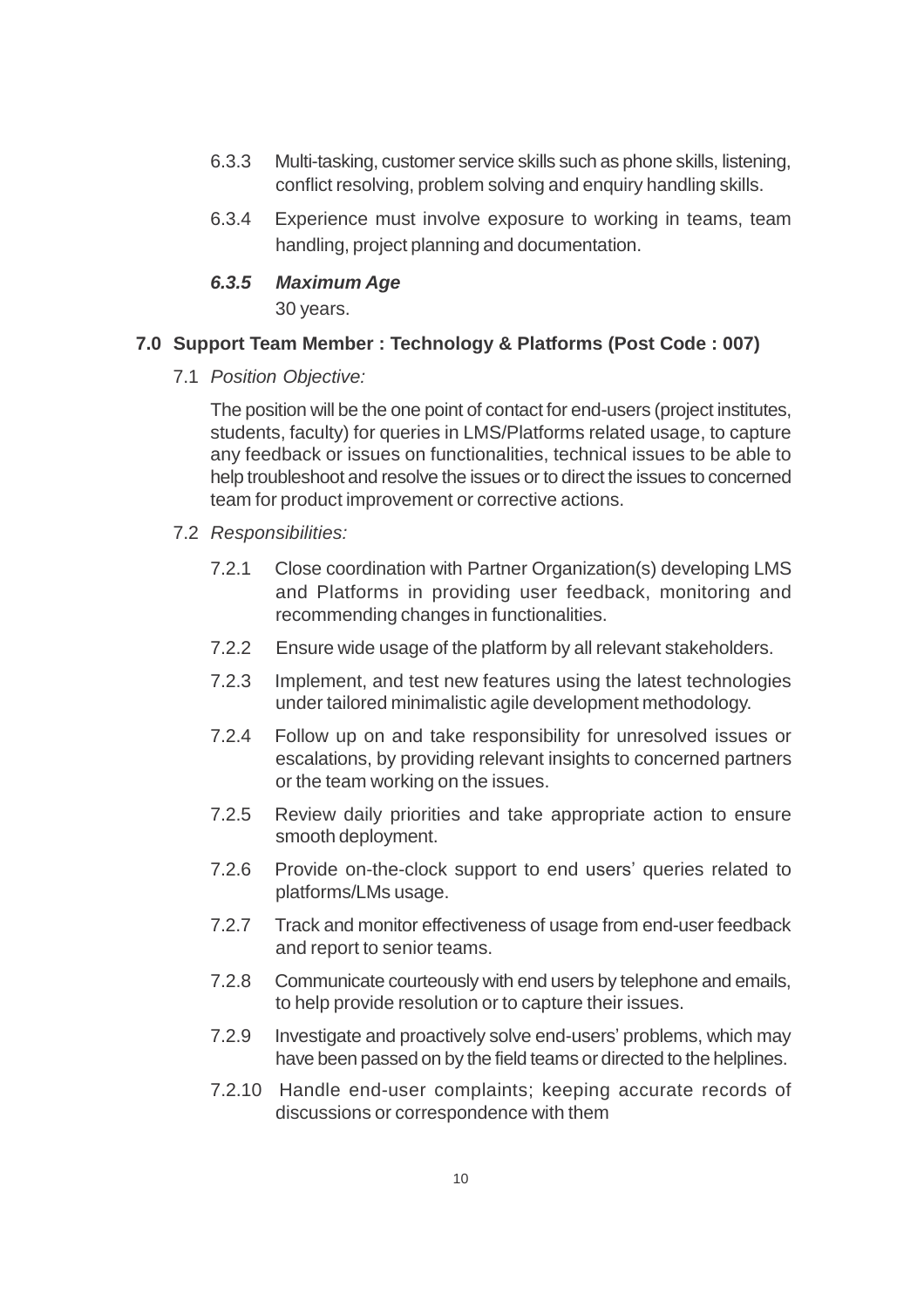6.3.3 Multi-tasking, customer service skills such as phone skills, listening, conflict resolving, problem solving and enquiry handling skills.

6.3.4 Experience must involve exposure to working in teams, team handling, project planning and documentation.

***6.3.5 Maximum Age***

30 years.

## 7.0 Support Team Member : Technology & Platforms (Post Code : 007)

7.1 *Position Objective:*

The position will be the one point of contact for end-users (project institutes, students, faculty) for queries in LMS/Platforms related usage, to capture any feedback or issues on functionalities, technical issues to be able to help troubleshoot and resolve the issues or to direct the issues to concerned team for product improvement or corrective actions.

7.2 *Responsibilities:*

7.2.1 Close coordination with Partner Organization(s) developing LMS and Platforms in providing user feedback, monitoring and recommending changes in functionalities.

7.2.2 Ensure wide usage of the platform by all relevant stakeholders.

7.2.3 Implement, and test new features using the latest technologies under tailored minimalistic agile development methodology.

7.2.4 Follow up on and take responsibility for unresolved issues or escalations, by providing relevant insights to concerned partners or the team working on the issues.

7.2.5 Review daily priorities and take appropriate action to ensure smooth deployment.

7.2.6 Provide on-the-clock support to end users' queries related to platforms/LMs usage.

7.2.7 Track and monitor effectiveness of usage from end-user feedback and report to senior teams.

7.2.8 Communicate courteously with end users by telephone and emails, to help provide resolution or to capture their issues.

7.2.9 Investigate and proactively solve end-users' problems, which may have been passed on by the field teams or directed to the helplines.

7.2.10 Handle end-user complaints; keeping accurate records of discussions or correspondence with them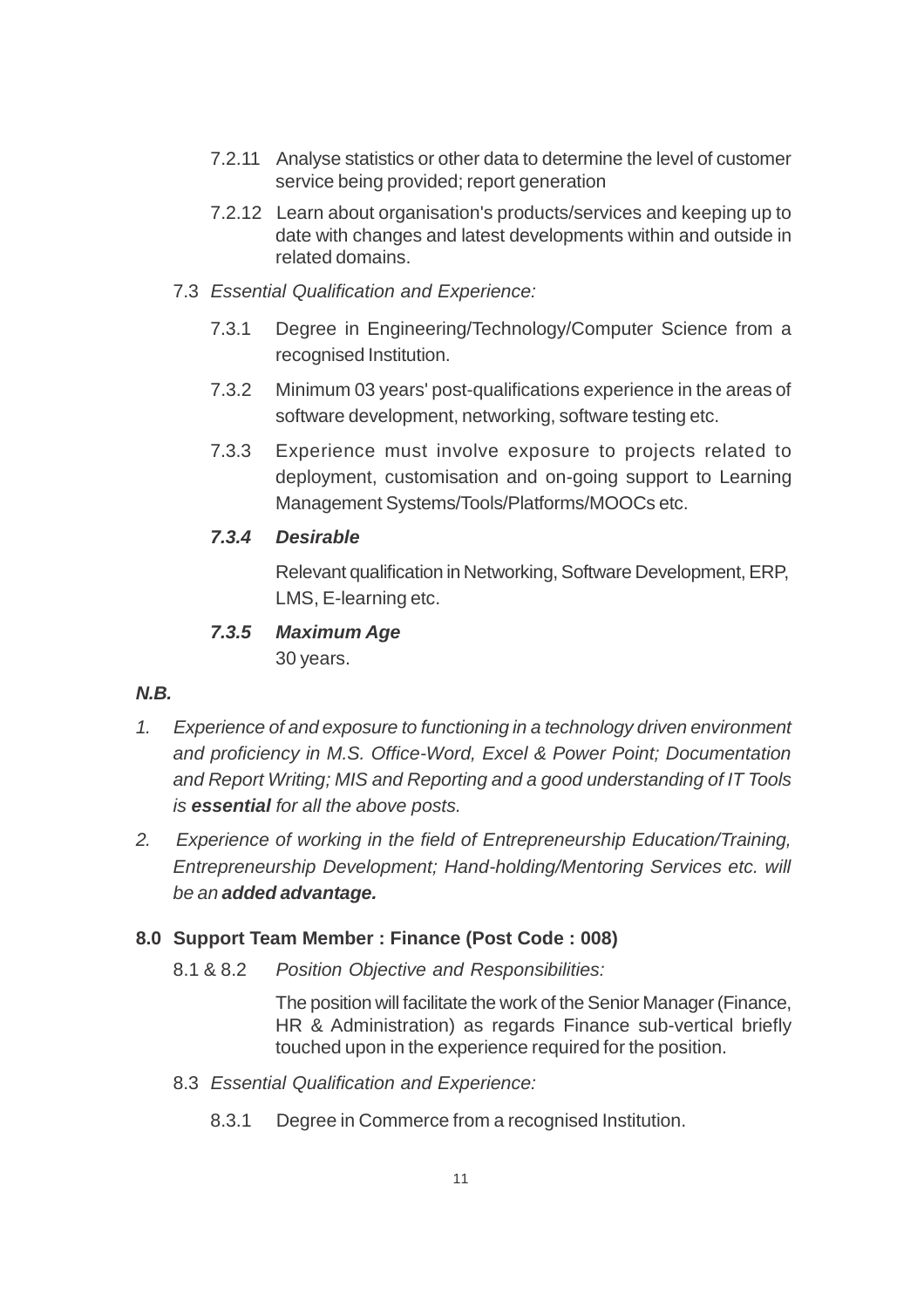7.2.11 Analyse statistics or other data to determine the level of customer service being provided; report generation

7.2.12 Learn about organisation's products/services and keeping up to date with changes and latest developments within and outside in related domains.

7.3 *Essential Qualification and Experience:*

7.3.1 Degree in Engineering/Technology/Computer Science from a recognised Institution.

7.3.2 Minimum 03 years' post-qualifications experience in the areas of software development, networking, software testing etc.

7.3.3 Experience must involve exposure to projects related to deployment, customisation and on-going support to Learning Management Systems/Tools/Platforms/MOOCs etc.

***7.3.4 Desirable***

Relevant qualification in Networking, Software Development, ERP, LMS, E-learning etc.

***7.3.5 Maximum Age***

30 years.

***N.B.***

1. *Experience of and exposure to functioning in a technology driven environment and proficiency in M.S. Office-Word, Excel & Power Point; Documentation and Report Writing; MIS and Reporting and a good understanding of IT Tools is **essential** for all the above posts.*

2. *Experience of working in the field of Entrepreneurship Education/Training, Entrepreneurship Development; Hand-holding/Mentoring Services etc. will be an **added advantage.***

## 8.0 Support Team Member : Finance (Post Code : 008)

8.1 & 8.2 *Position Objective and Responsibilities:*

The position will facilitate the work of the Senior Manager (Finance, HR & Administration) as regards Finance sub-vertical briefly touched upon in the experience required for the position.

8.3 *Essential Qualification and Experience:*

8.3.1 Degree in Commerce from a recognised Institution.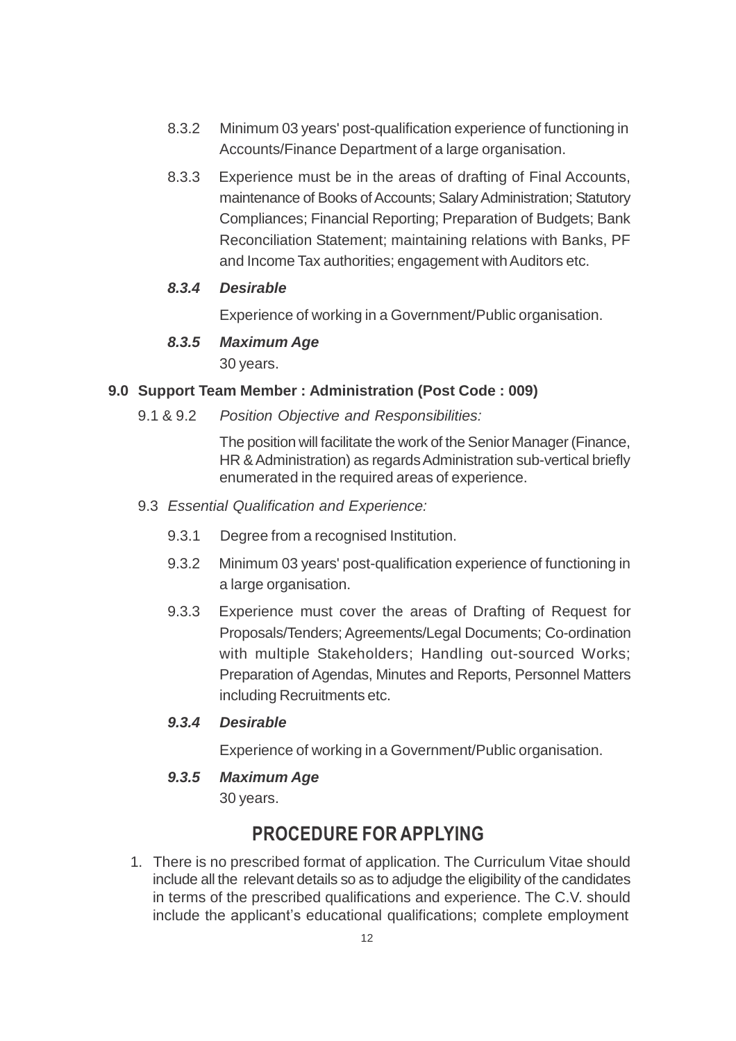8.3.2 Minimum 03 years' post-qualification experience of functioning in Accounts/Finance Department of a large organisation.

8.3.3 Experience must be in the areas of drafting of Final Accounts, maintenance of Books of Accounts; Salary Administration; Statutory Compliances; Financial Reporting; Preparation of Budgets; Bank Reconciliation Statement; maintaining relations with Banks, PF and Income Tax authorities; engagement with Auditors etc.

***8.3.4 Desirable***

Experience of working in a Government/Public organisation.

***8.3.5 Maximum Age***

30 years.

**9.0 Support Team Member : Administration (Post Code : 009)**

9.1 & 9.2 *Position Objective and Responsibilities:*

The position will facilitate the work of the Senior Manager (Finance, HR & Administration) as regards Administration sub-vertical briefly enumerated in the required areas of experience.

9.3 *Essential Qualification and Experience:*

9.3.1 Degree from a recognised Institution.

9.3.2 Minimum 03 years' post-qualification experience of functioning in a large organisation.

9.3.3 Experience must cover the areas of Drafting of Request for Proposals/Tenders; Agreements/Legal Documents; Co-ordination with multiple Stakeholders; Handling out-sourced Works; Preparation of Agendas, Minutes and Reports, Personnel Matters including Recruitments etc.

***9.3.4 Desirable***

Experience of working in a Government/Public organisation.

***9.3.5 Maximum Age***

30 years.

## PROCEDURE FOR APPLYING

1. There is no prescribed format of application. The Curriculum Vitae should include all the relevant details so as to adjudge the eligibility of the candidates in terms of the prescribed qualifications and experience. The C.V. should include the applicant's educational qualifications; complete employment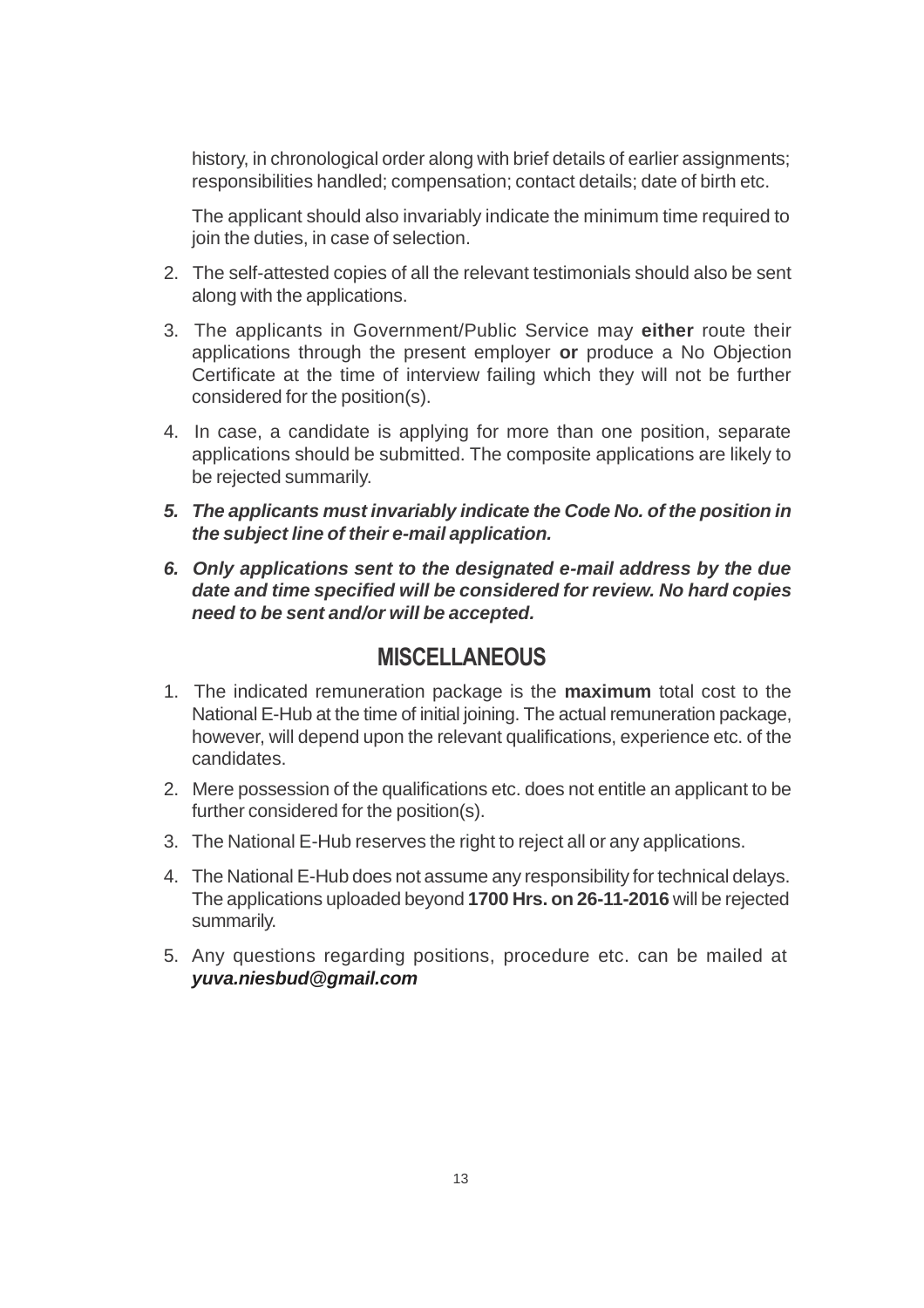history, in chronological order along with brief details of earlier assignments; responsibilities handled; compensation; contact details; date of birth etc.

The applicant should also invariably indicate the minimum time required to join the duties, in case of selection.

2. The self-attested copies of all the relevant testimonials should also be sent along with the applications.

3. The applicants in Government/Public Service may **either** route their applications through the present employer **or** produce a No Objection Certificate at the time of interview failing which they will not be further considered for the position(s).

4. In case, a candidate is applying for more than one position, separate applications should be submitted. The composite applications are likely to be rejected summarily.

5. ***The applicants must invariably indicate the Code No. of the position in the subject line of their e-mail application.***

6. ***Only applications sent to the designated e-mail address by the due date and time specified will be considered for review. No hard copies need to be sent and/or will be accepted.***

## MISCELLANEOUS

1. The indicated remuneration package is the **maximum** total cost to the National E-Hub at the time of initial joining. The actual remuneration package, however, will depend upon the relevant qualifications, experience etc. of the candidates.

2. Mere possession of the qualifications etc. does not entitle an applicant to be further considered for the position(s).

3. The National E-Hub reserves the right to reject all or any applications.

4. The National E-Hub does not assume any responsibility for technical delays. The applications uploaded beyond **1700 Hrs. on 26-11-2016** will be rejected summarily.

5. Any questions regarding positions, procedure etc. can be mailed at ***yuva.niesbud@gmail.com***